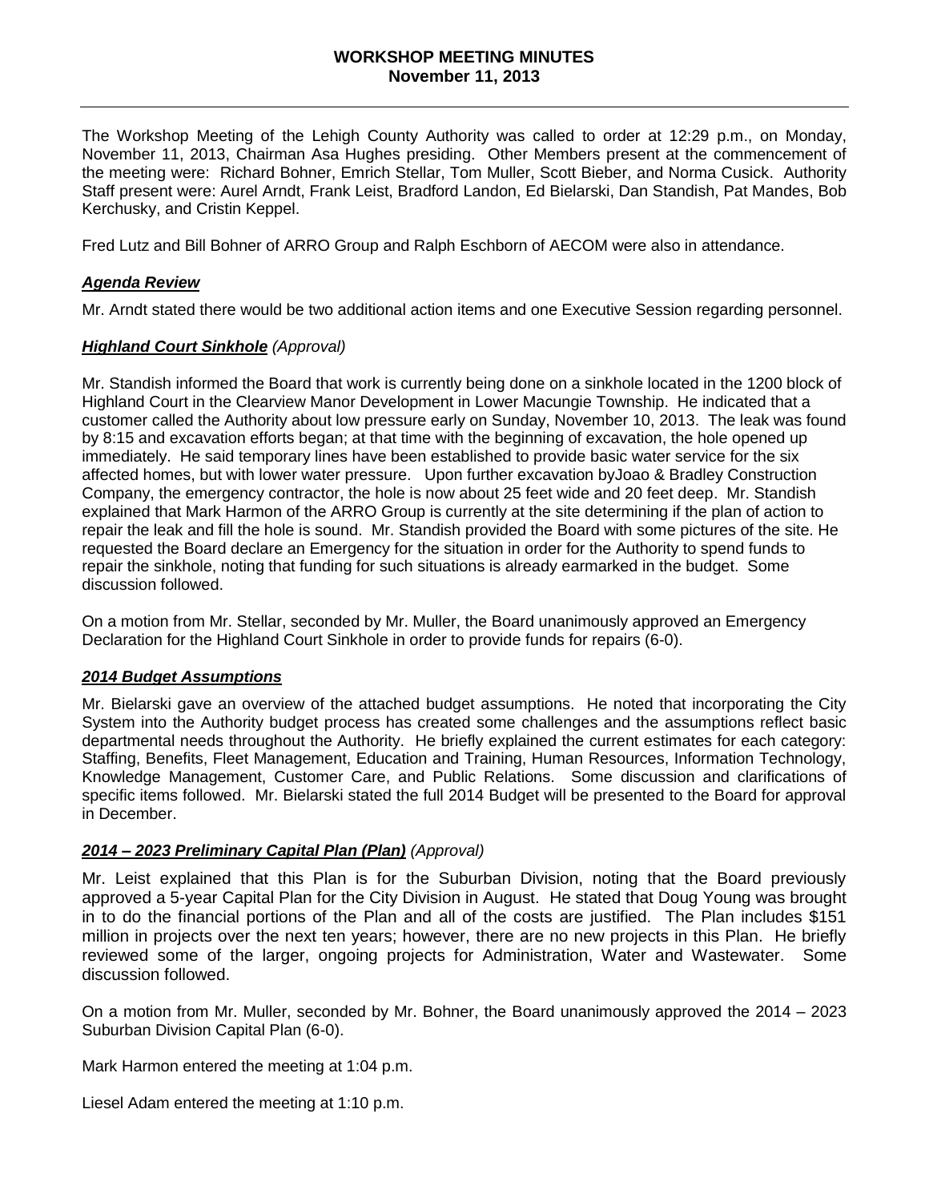# WORKSHOP MEETING MINUTES
**November 11, 2013**

The Workshop Meeting of the Lehigh County Authority was called to order at 12:29 p.m., on Monday, November 11, 2013, Chairman Asa Hughes presiding. Other Members present at the commencement of the meeting were: Richard Bohner, Emrich Stellar, Tom Muller, Scott Bieber, and Norma Cusick. Authority Staff present were: Aurel Arndt, Frank Leist, Bradford Landon, Ed Bielarski, Dan Standish, Pat Mandes, Bob Kerchusky, and Cristin Keppel.

Fred Lutz and Bill Bohner of ARRO Group and Ralph Eschborn of AECOM were also in attendance.

### ***Agenda Review***

Mr. Arndt stated there would be two additional action items and one Executive Session regarding personnel.

### ***Highland Court Sinkhole*** *(Approval)*

Mr. Standish informed the Board that work is currently being done on a sinkhole located in the 1200 block of Highland Court in the Clearview Manor Development in Lower Macungie Township. He indicated that a customer called the Authority about low pressure early on Sunday, November 10, 2013. The leak was found by 8:15 and excavation efforts began; at that time with the beginning of excavation, the hole opened up immediately. He said temporary lines have been established to provide basic water service for the six affected homes, but with lower water pressure. Upon further excavation byJoao & Bradley Construction Company, the emergency contractor, the hole is now about 25 feet wide and 20 feet deep. Mr. Standish explained that Mark Harmon of the ARRO Group is currently at the site determining if the plan of action to repair the leak and fill the hole is sound. Mr. Standish provided the Board with some pictures of the site. He requested the Board declare an Emergency for the situation in order for the Authority to spend funds to repair the sinkhole, noting that funding for such situations is already earmarked in the budget. Some discussion followed.

On a motion from Mr. Stellar, seconded by Mr. Muller, the Board unanimously approved an Emergency Declaration for the Highland Court Sinkhole in order to provide funds for repairs (6-0).

### ***2014 Budget Assumptions***

Mr. Bielarski gave an overview of the attached budget assumptions. He noted that incorporating the City System into the Authority budget process has created some challenges and the assumptions reflect basic departmental needs throughout the Authority. He briefly explained the current estimates for each category: Staffing, Benefits, Fleet Management, Education and Training, Human Resources, Information Technology, Knowledge Management, Customer Care, and Public Relations. Some discussion and clarifications of specific items followed. Mr. Bielarski stated the full 2014 Budget will be presented to the Board for approval in December.

### ***2014 – 2023 Preliminary Capital Plan (Plan)*** *(Approval)*

Mr. Leist explained that this Plan is for the Suburban Division, noting that the Board previously approved a 5-year Capital Plan for the City Division in August. He stated that Doug Young was brought in to do the financial portions of the Plan and all of the costs are justified. The Plan includes $151 million in projects over the next ten years; however, there are no new projects in this Plan. He briefly reviewed some of the larger, ongoing projects for Administration, Water and Wastewater. Some discussion followed.

On a motion from Mr. Muller, seconded by Mr. Bohner, the Board unanimously approved the 2014 – 2023 Suburban Division Capital Plan (6-0).

Mark Harmon entered the meeting at 1:04 p.m.

Liesel Adam entered the meeting at 1:10 p.m.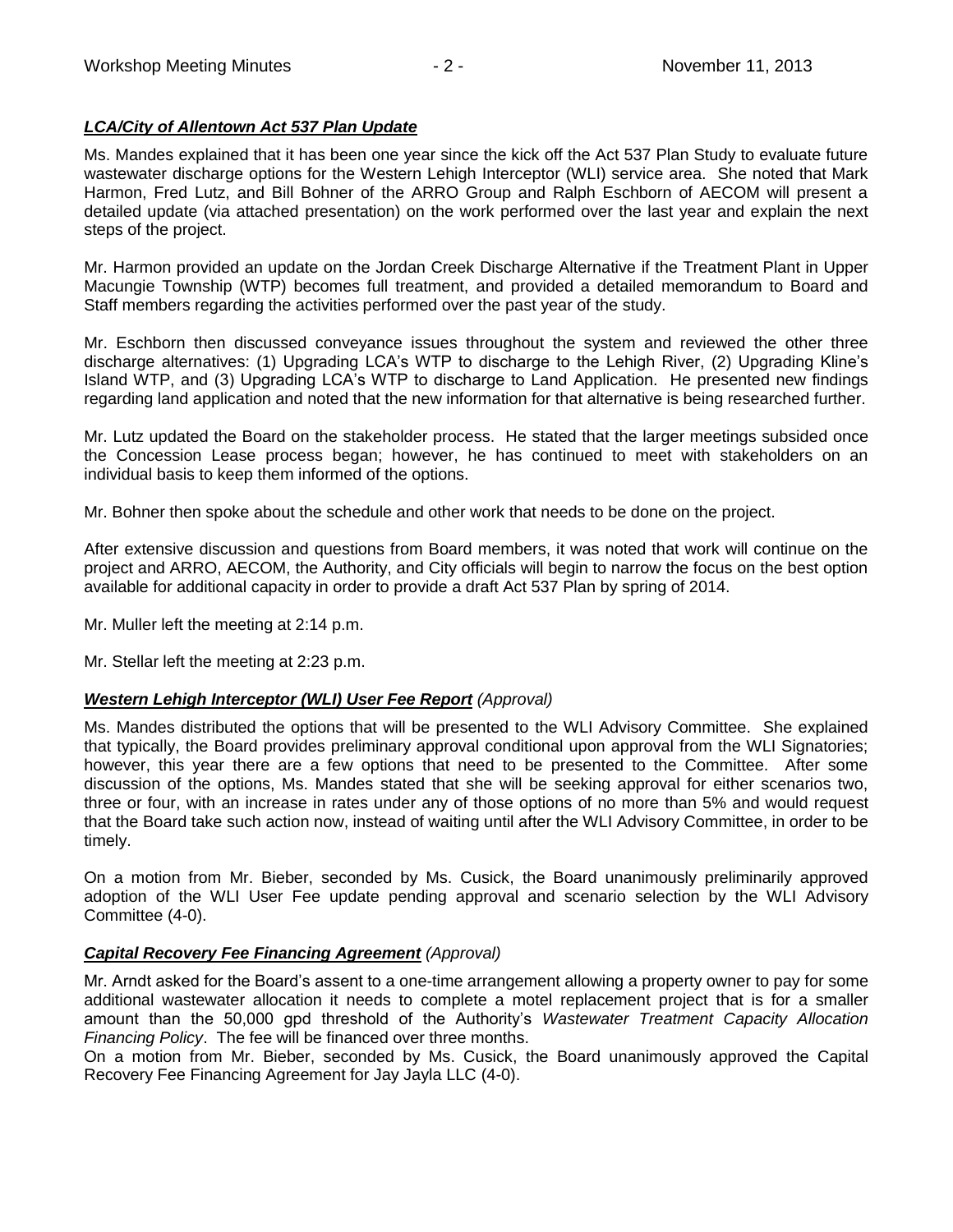***LCA/City of Allentown Act 537 Plan Update***

Ms. Mandes explained that it has been one year since the kick off the Act 537 Plan Study to evaluate future wastewater discharge options for the Western Lehigh Interceptor (WLI) service area. She noted that Mark Harmon, Fred Lutz, and Bill Bohner of the ARRO Group and Ralph Eschborn of AECOM will present a detailed update (via attached presentation) on the work performed over the last year and explain the next steps of the project.

Mr. Harmon provided an update on the Jordan Creek Discharge Alternative if the Treatment Plant in Upper Macungie Township (WTP) becomes full treatment, and provided a detailed memorandum to Board and Staff members regarding the activities performed over the past year of the study.

Mr. Eschborn then discussed conveyance issues throughout the system and reviewed the other three discharge alternatives: (1) Upgrading LCA's WTP to discharge to the Lehigh River, (2) Upgrading Kline's Island WTP, and (3) Upgrading LCA's WTP to discharge to Land Application. He presented new findings regarding land application and noted that the new information for that alternative is being researched further.

Mr. Lutz updated the Board on the stakeholder process. He stated that the larger meetings subsided once the Concession Lease process began; however, he has continued to meet with stakeholders on an individual basis to keep them informed of the options.

Mr. Bohner then spoke about the schedule and other work that needs to be done on the project.

After extensive discussion and questions from Board members, it was noted that work will continue on the project and ARRO, AECOM, the Authority, and City officials will begin to narrow the focus on the best option available for additional capacity in order to provide a draft Act 537 Plan by spring of 2014.

Mr. Muller left the meeting at 2:14 p.m.

Mr. Stellar left the meeting at 2:23 p.m.

***Western Lehigh Interceptor (WLI) User Fee Report*** *(Approval)*

Ms. Mandes distributed the options that will be presented to the WLI Advisory Committee. She explained that typically, the Board provides preliminary approval conditional upon approval from the WLI Signatories; however, this year there are a few options that need to be presented to the Committee. After some discussion of the options, Ms. Mandes stated that she will be seeking approval for either scenarios two, three or four, with an increase in rates under any of those options of no more than 5% and would request that the Board take such action now, instead of waiting until after the WLI Advisory Committee, in order to be timely.

On a motion from Mr. Bieber, seconded by Ms. Cusick, the Board unanimously preliminarily approved adoption of the WLI User Fee update pending approval and scenario selection by the WLI Advisory Committee (4-0).

***Capital Recovery Fee Financing Agreement*** *(Approval)*

Mr. Arndt asked for the Board's assent to a one-time arrangement allowing a property owner to pay for some additional wastewater allocation it needs to complete a motel replacement project that is for a smaller amount than the 50,000 gpd threshold of the Authority's *Wastewater Treatment Capacity Allocation Financing Policy*. The fee will be financed over three months.

On a motion from Mr. Bieber, seconded by Ms. Cusick, the Board unanimously approved the Capital Recovery Fee Financing Agreement for Jay Jayla LLC (4-0).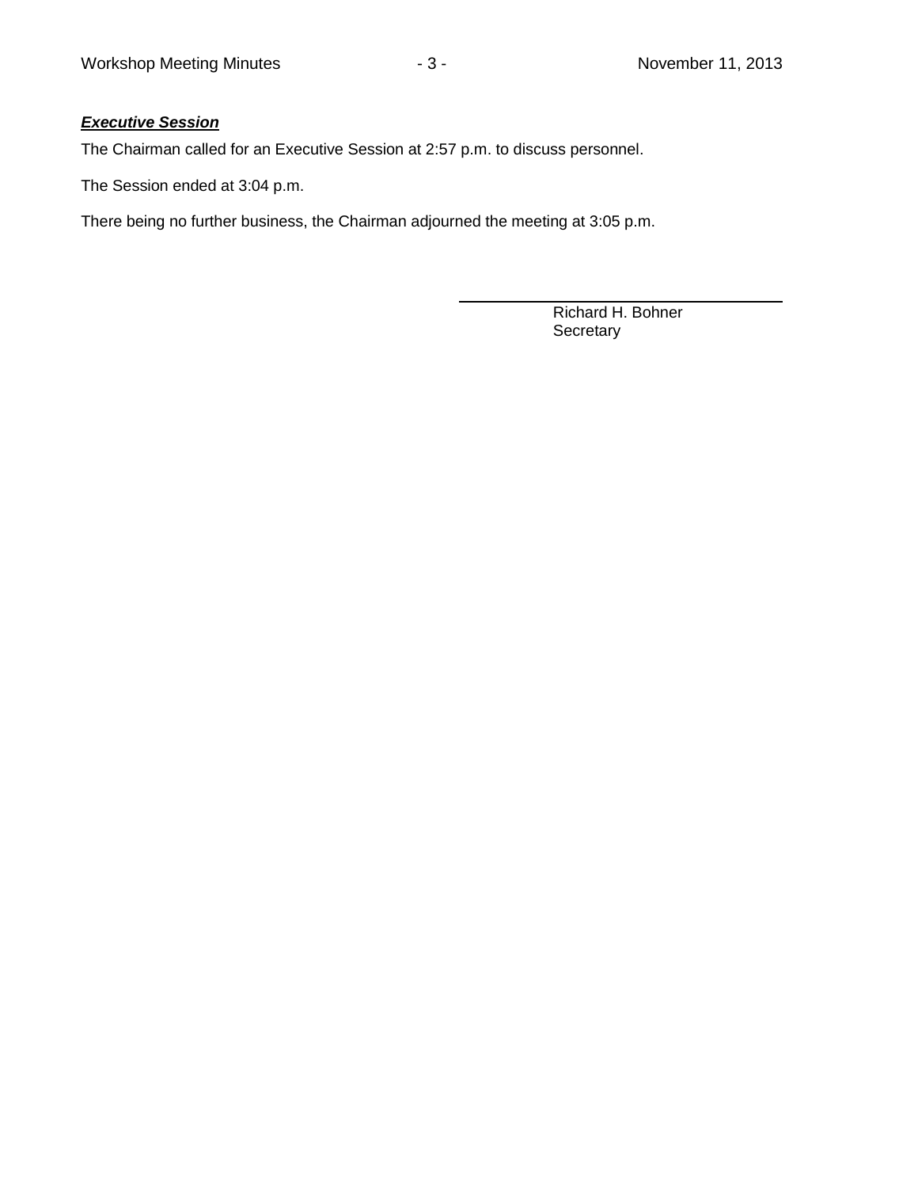***Executive Session***

The Chairman called for an Executive Session at 2:57 p.m. to discuss personnel.

The Session ended at 3:04 p.m.

There being no further business, the Chairman adjourned the meeting at 3:05 p.m.

Richard H. Bohner
Secretary